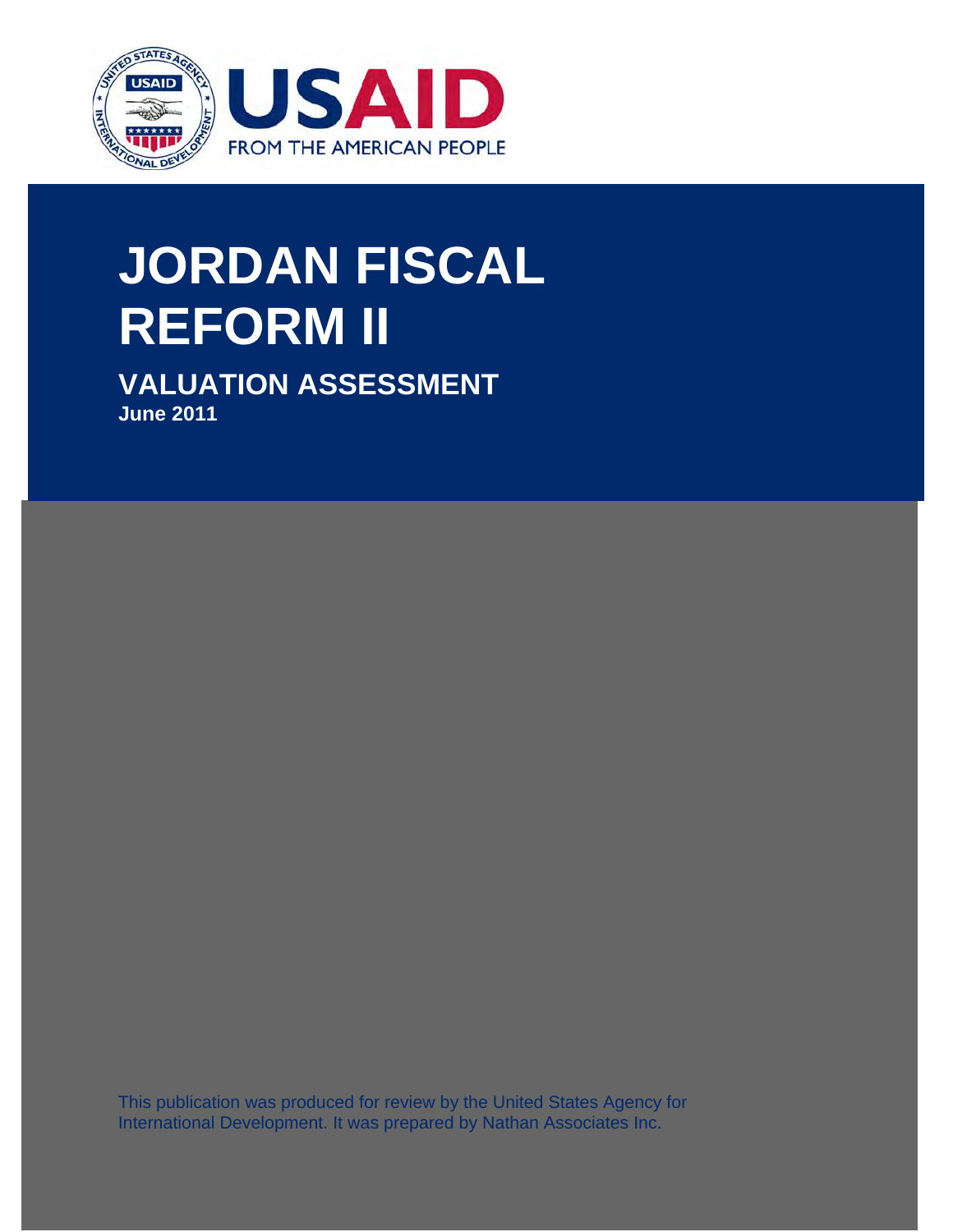USAID

FROM THE AMERICAN PEOPLE

# JORDAN FISCAL REFORM II

## VALUATION ASSESSMENT

**June 2011**

This publication was produced for review by the United States Agency for International Development. It was prepared by Nathan Associates Inc.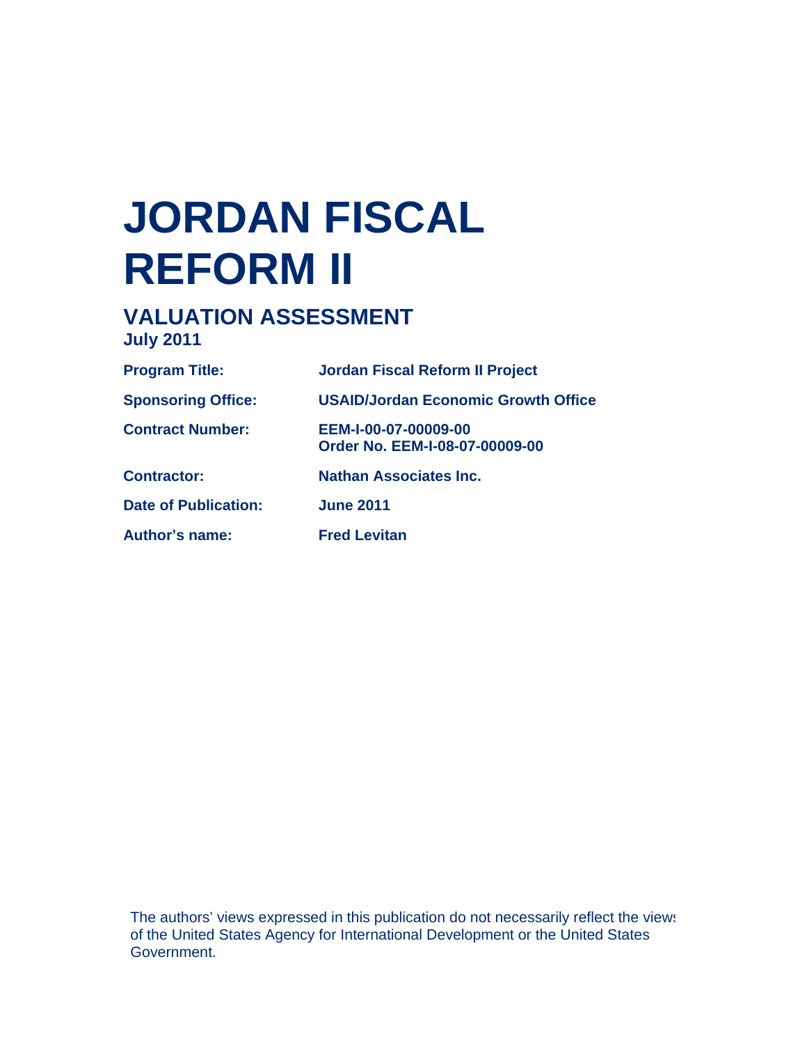# JORDAN FISCAL REFORM II

## VALUATION ASSESSMENT

**July 2011**

| | |
|---|---|
| **Program Title:** | **Jordan Fiscal Reform II Project** |
| **Sponsoring Office:** | **USAID/Jordan Economic Growth Office** |
| **Contract Number:** | **EEM-I-00-07-00009-00**<br>**Order No. EEM-I-08-07-00009-00** |
| **Contractor:** | **Nathan Associates Inc.** |
| **Date of Publication:** | **June 2011** |
| **Author's name:** | **Fred Levitan** |

The authors' views expressed in this publication do not necessarily reflect the views of the United States Agency for International Development or the United States Government.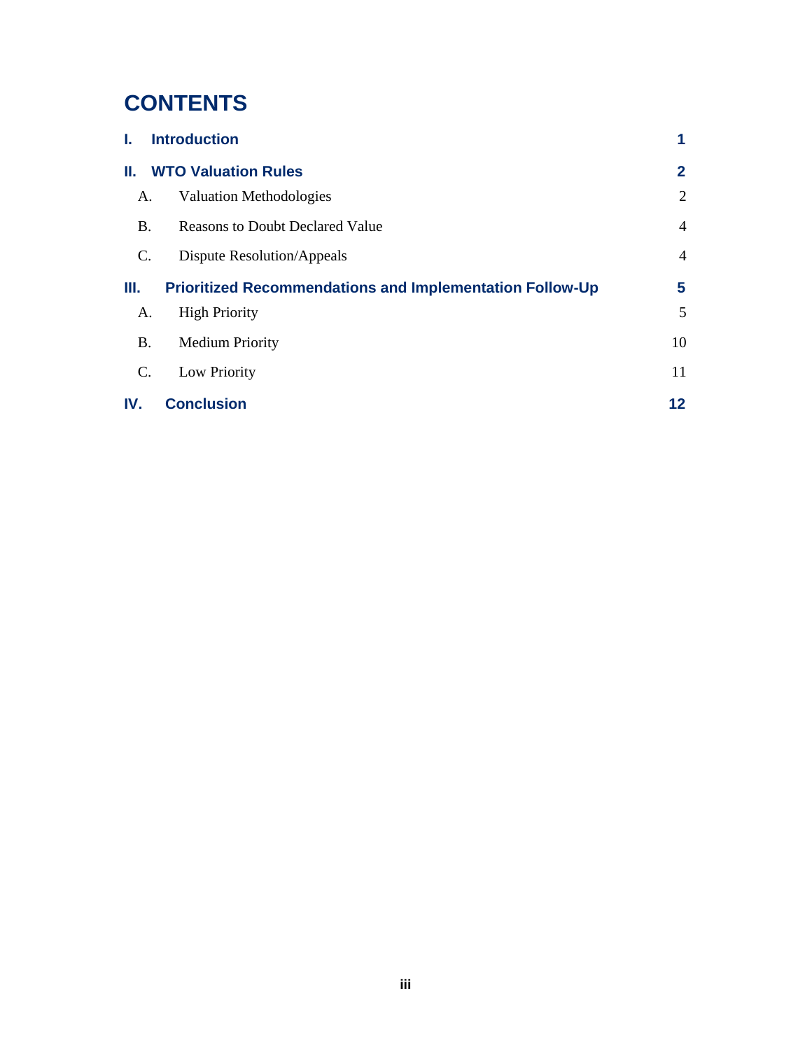# CONTENTS

| | | |
|---|---|---|
| **I.** | **Introduction** | **1** |
| **II.** | **WTO Valuation Rules** | **2** |
| A. | Valuation Methodologies | 2 |
| B. | Reasons to Doubt Declared Value | 4 |
| C. | Dispute Resolution/Appeals | 4 |
| **III.** | **Prioritized Recommendations and Implementation Follow-Up** | **5** |
| A. | High Priority | 5 |
| B. | Medium Priority | 10 |
| C. | Low Priority | 11 |
| **IV.** | **Conclusion** | **12** |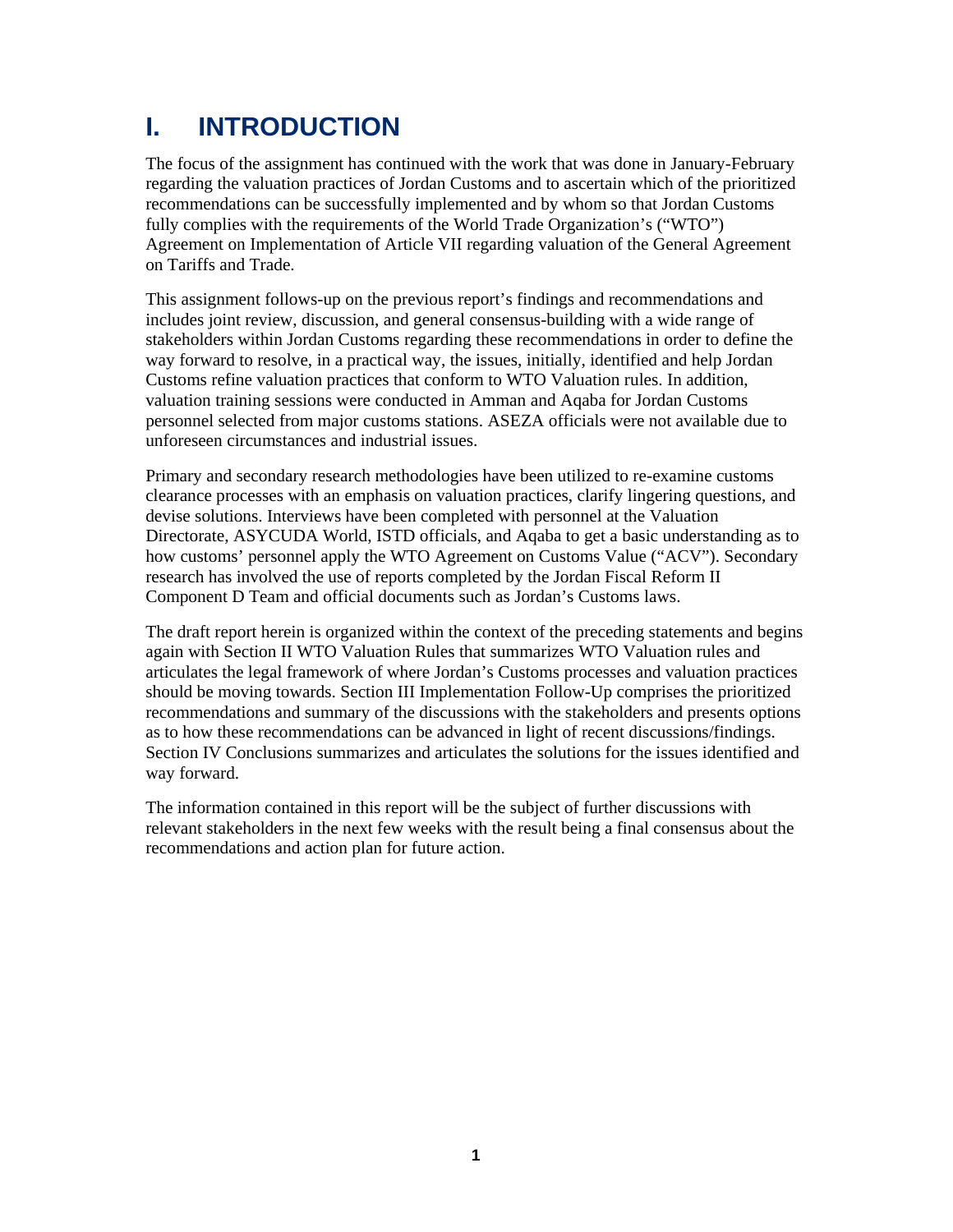# I. INTRODUCTION

The focus of the assignment has continued with the work that was done in January-February regarding the valuation practices of Jordan Customs and to ascertain which of the prioritized recommendations can be successfully implemented and by whom so that Jordan Customs fully complies with the requirements of the World Trade Organization's ("WTO") Agreement on Implementation of Article VII regarding valuation of the General Agreement on Tariffs and Trade.

This assignment follows-up on the previous report's findings and recommendations and includes joint review, discussion, and general consensus-building with a wide range of stakeholders within Jordan Customs regarding these recommendations in order to define the way forward to resolve, in a practical way, the issues, initially, identified and help Jordan Customs refine valuation practices that conform to WTO Valuation rules. In addition, valuation training sessions were conducted in Amman and Aqaba for Jordan Customs personnel selected from major customs stations. ASEZA officials were not available due to unforeseen circumstances and industrial issues.

Primary and secondary research methodologies have been utilized to re-examine customs clearance processes with an emphasis on valuation practices, clarify lingering questions, and devise solutions. Interviews have been completed with personnel at the Valuation Directorate, ASYCUDA World, ISTD officials, and Aqaba to get a basic understanding as to how customs' personnel apply the WTO Agreement on Customs Value ("ACV"). Secondary research has involved the use of reports completed by the Jordan Fiscal Reform II Component D Team and official documents such as Jordan's Customs laws.

The draft report herein is organized within the context of the preceding statements and begins again with Section II WTO Valuation Rules that summarizes WTO Valuation rules and articulates the legal framework of where Jordan's Customs processes and valuation practices should be moving towards. Section III Implementation Follow-Up comprises the prioritized recommendations and summary of the discussions with the stakeholders and presents options as to how these recommendations can be advanced in light of recent discussions/findings. Section IV Conclusions summarizes and articulates the solutions for the issues identified and way forward.

The information contained in this report will be the subject of further discussions with relevant stakeholders in the next few weeks with the result being a final consensus about the recommendations and action plan for future action.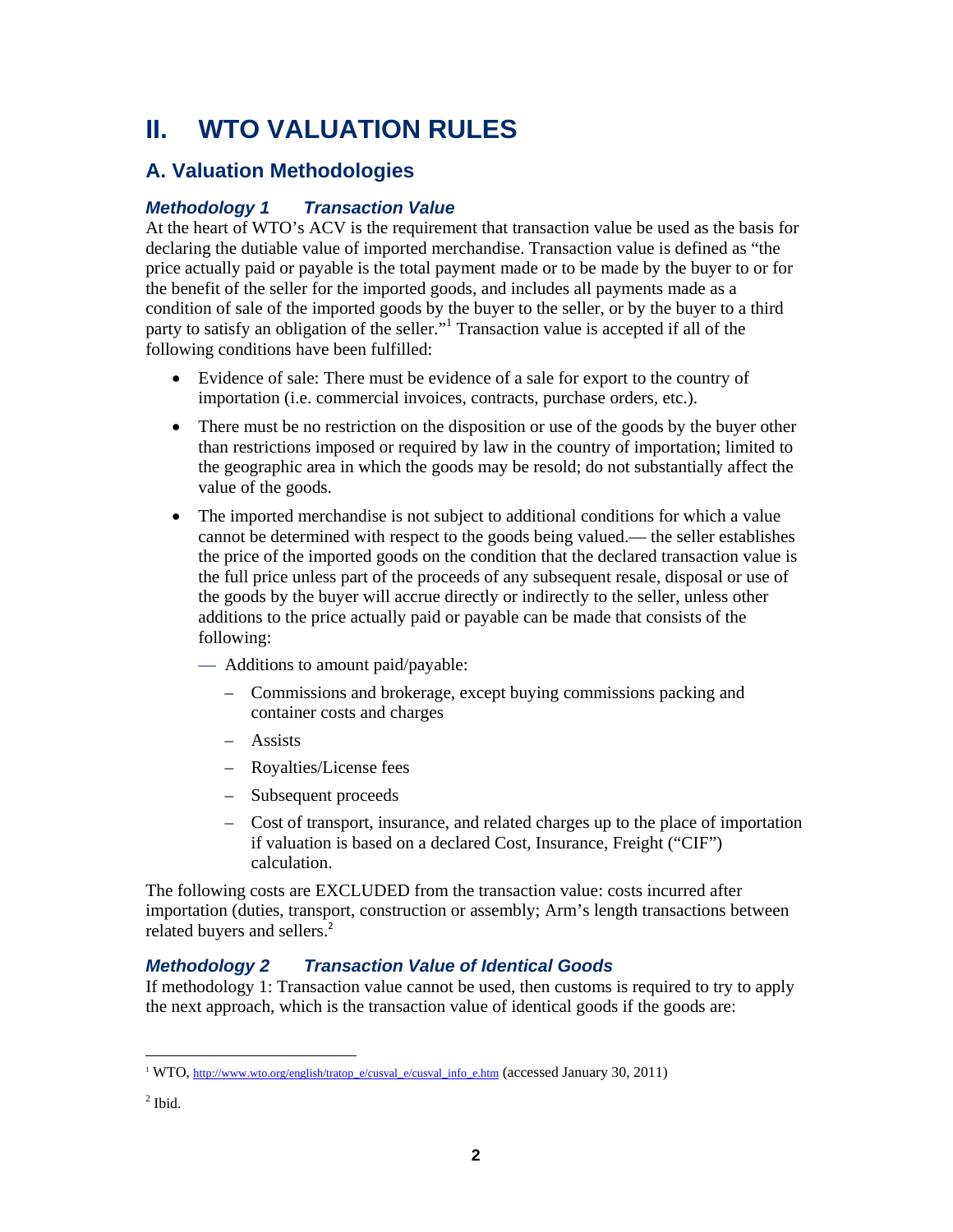# II. WTO VALUATION RULES

## A. Valuation Methodologies

### *Methodology 1 Transaction Value*

At the heart of WTO's ACV is the requirement that transaction value be used as the basis for declaring the dutiable value of imported merchandise. Transaction value is defined as "the price actually paid or payable is the total payment made or to be made by the buyer to or for the benefit of the seller for the imported goods, and includes all payments made as a condition of sale of the imported goods by the buyer to the seller, or by the buyer to a third party to satisfy an obligation of the seller."[1] Transaction value is accepted if all of the following conditions have been fulfilled:

- Evidence of sale: There must be evidence of a sale for export to the country of importation (i.e. commercial invoices, contracts, purchase orders, etc.).
- There must be no restriction on the disposition or use of the goods by the buyer other than restrictions imposed or required by law in the country of importation; limited to the geographic area in which the goods may be resold; do not substantially affect the value of the goods.
- The imported merchandise is not subject to additional conditions for which a value cannot be determined with respect to the goods being valued.— the seller establishes the price of the imported goods on the condition that the declared transaction value is the full price unless part of the proceeds of any subsequent resale, disposal or use of the goods by the buyer will accrue directly or indirectly to the seller, unless other additions to the price actually paid or payable can be made that consists of the following:
  - Additions to amount paid/payable:
    - Commissions and brokerage, except buying commissions packing and container costs and charges
    - Assists
    - Royalties/License fees
    - Subsequent proceeds
    - Cost of transport, insurance, and related charges up to the place of importation if valuation is based on a declared Cost, Insurance, Freight ("CIF") calculation.

The following costs are EXCLUDED from the transaction value: costs incurred after importation (duties, transport, construction or assembly; Arm's length transactions between related buyers and sellers.[2]

### *Methodology 2 Transaction Value of Identical Goods*

If methodology 1: Transaction value cannot be used, then customs is required to try to apply the next approach, which is the transaction value of identical goods if the goods are:

---

[1] WTO, http://www.wto.org/english/tratop_e/cusval_e/cusval_info_e.htm (accessed January 30, 2011)

[2] Ibid.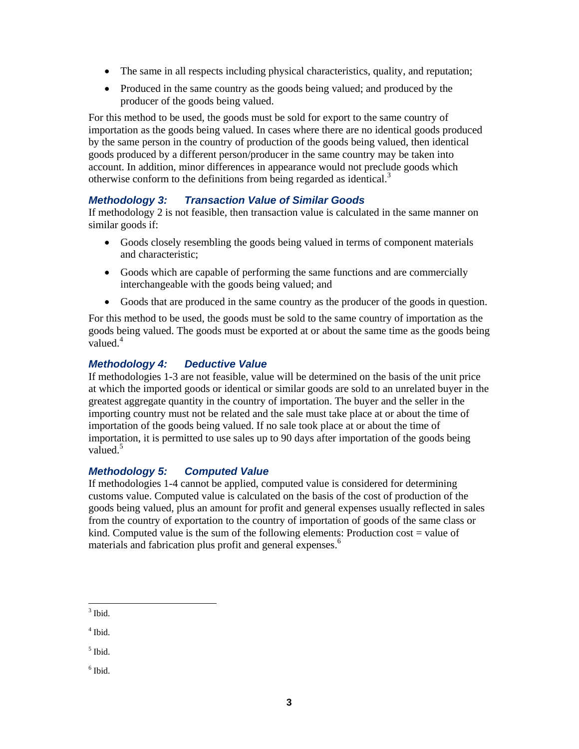- The same in all respects including physical characteristics, quality, and reputation;
- Produced in the same country as the goods being valued; and produced by the producer of the goods being valued.

For this method to be used, the goods must be sold for export to the same country of importation as the goods being valued. In cases where there are no identical goods produced by the same person in the country of production of the goods being valued, then identical goods produced by a different person/producer in the same country may be taken into account. In addition, minor differences in appearance would not preclude goods which otherwise conform to the definitions from being regarded as identical.[3]

### *Methodology 3: Transaction Value of Similar Goods*

If methodology 2 is not feasible, then transaction value is calculated in the same manner on similar goods if:

- Goods closely resembling the goods being valued in terms of component materials and characteristic;
- Goods which are capable of performing the same functions and are commercially interchangeable with the goods being valued; and
- Goods that are produced in the same country as the producer of the goods in question.

For this method to be used, the goods must be sold to the same country of importation as the goods being valued. The goods must be exported at or about the same time as the goods being valued.[4]

### *Methodology 4: Deductive Value*

If methodologies 1-3 are not feasible, value will be determined on the basis of the unit price at which the imported goods or identical or similar goods are sold to an unrelated buyer in the greatest aggregate quantity in the country of importation. The buyer and the seller in the importing country must not be related and the sale must take place at or about the time of importation of the goods being valued. If no sale took place at or about the time of importation, it is permitted to use sales up to 90 days after importation of the goods being valued.[5]

### *Methodology 5: Computed Value*

If methodologies 1-4 cannot be applied, computed value is considered for determining customs value. Computed value is calculated on the basis of the cost of production of the goods being valued, plus an amount for profit and general expenses usually reflected in sales from the country of exportation to the country of importation of goods of the same class or kind. Computed value is the sum of the following elements: Production cost = value of materials and fabrication plus profit and general expenses.[6]

---

[3] Ibid.

[4] Ibid.

[5] Ibid.

[6] Ibid.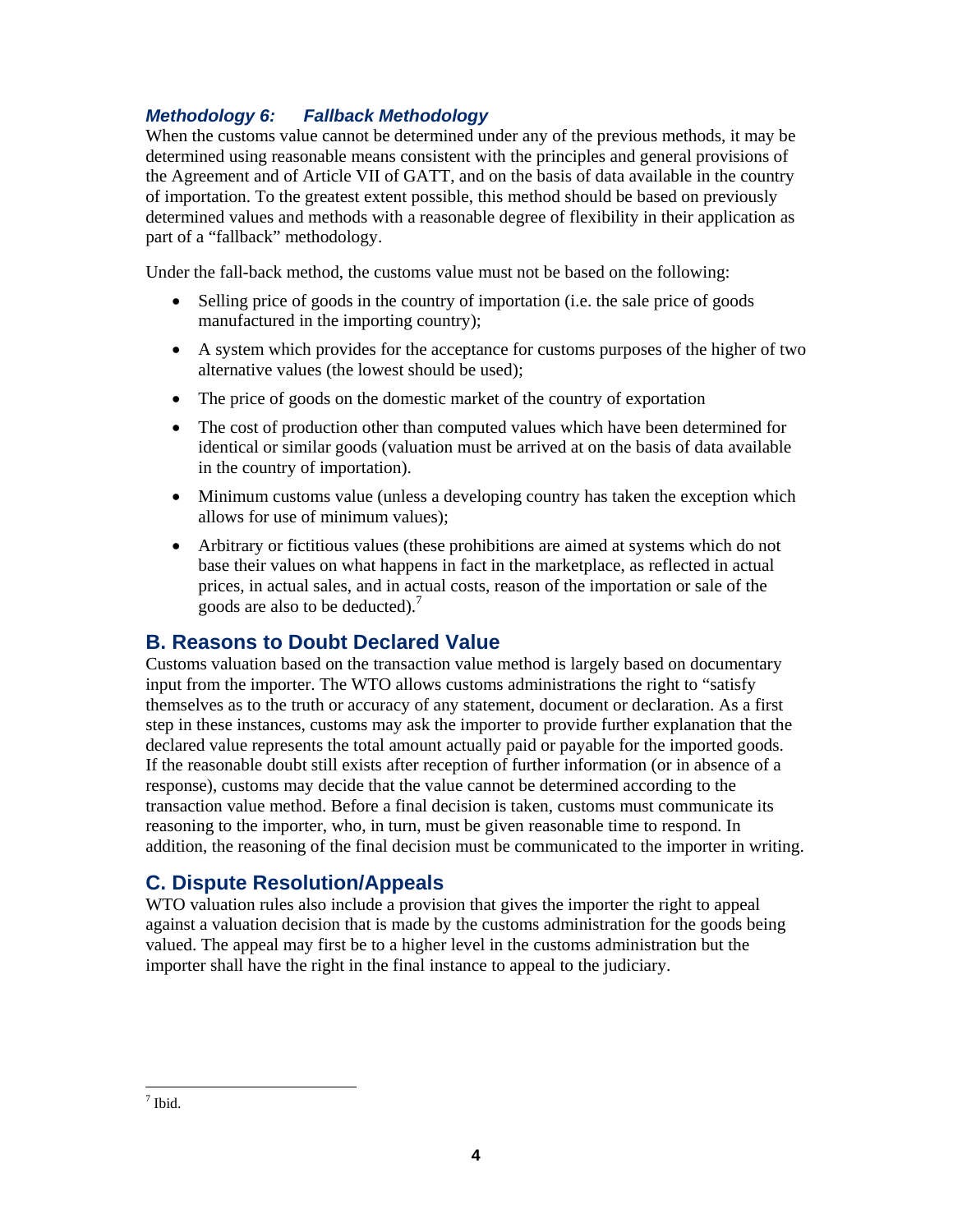### *Methodology 6: Fallback Methodology*

When the customs value cannot be determined under any of the previous methods, it may be determined using reasonable means consistent with the principles and general provisions of the Agreement and of Article VII of GATT, and on the basis of data available in the country of importation. To the greatest extent possible, this method should be based on previously determined values and methods with a reasonable degree of flexibility in their application as part of a "fallback" methodology.

Under the fall-back method, the customs value must not be based on the following:

- Selling price of goods in the country of importation (i.e. the sale price of goods manufactured in the importing country);
- A system which provides for the acceptance for customs purposes of the higher of two alternative values (the lowest should be used);
- The price of goods on the domestic market of the country of exportation
- The cost of production other than computed values which have been determined for identical or similar goods (valuation must be arrived at on the basis of data available in the country of importation).
- Minimum customs value (unless a developing country has taken the exception which allows for use of minimum values);
- Arbitrary or fictitious values (these prohibitions are aimed at systems which do not base their values on what happens in fact in the marketplace, as reflected in actual prices, in actual sales, and in actual costs, reason of the importation or sale of the goods are also to be deducted).[7]

## B. Reasons to Doubt Declared Value

Customs valuation based on the transaction value method is largely based on documentary input from the importer. The WTO allows customs administrations the right to "satisfy themselves as to the truth or accuracy of any statement, document or declaration. As a first step in these instances, customs may ask the importer to provide further explanation that the declared value represents the total amount actually paid or payable for the imported goods. If the reasonable doubt still exists after reception of further information (or in absence of a response), customs may decide that the value cannot be determined according to the transaction value method. Before a final decision is taken, customs must communicate its reasoning to the importer, who, in turn, must be given reasonable time to respond. In addition, the reasoning of the final decision must be communicated to the importer in writing.

## C. Dispute Resolution/Appeals

WTO valuation rules also include a provision that gives the importer the right to appeal against a valuation decision that is made by the customs administration for the goods being valued. The appeal may first be to a higher level in the customs administration but the importer shall have the right in the final instance to appeal to the judiciary.

---

[7] Ibid.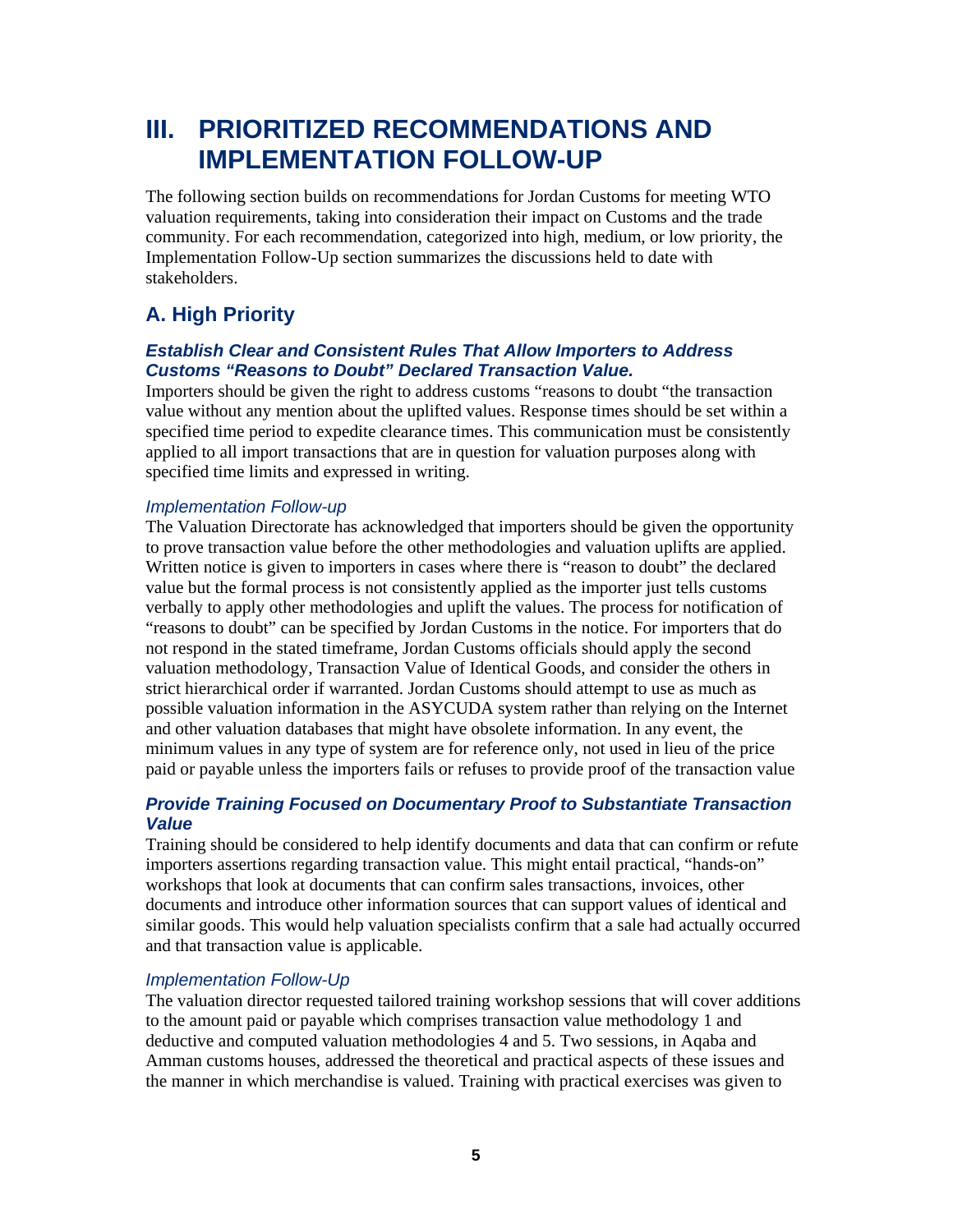# III. PRIORITIZED RECOMMENDATIONS AND IMPLEMENTATION FOLLOW-UP

The following section builds on recommendations for Jordan Customs for meeting WTO valuation requirements, taking into consideration their impact on Customs and the trade community. For each recommendation, categorized into high, medium, or low priority, the Implementation Follow-Up section summarizes the discussions held to date with stakeholders.

## A. High Priority

### *Establish Clear and Consistent Rules That Allow Importers to Address Customs "Reasons to Doubt" Declared Transaction Value.*

Importers should be given the right to address customs "reasons to doubt "the transaction value without any mention about the uplifted values. Response times should be set within a specified time period to expedite clearance times. This communication must be consistently applied to all import transactions that are in question for valuation purposes along with specified time limits and expressed in writing.

#### *Implementation Follow-up*

The Valuation Directorate has acknowledged that importers should be given the opportunity to prove transaction value before the other methodologies and valuation uplifts are applied. Written notice is given to importers in cases where there is "reason to doubt" the declared value but the formal process is not consistently applied as the importer just tells customs verbally to apply other methodologies and uplift the values. The process for notification of "reasons to doubt" can be specified by Jordan Customs in the notice. For importers that do not respond in the stated timeframe, Jordan Customs officials should apply the second valuation methodology, Transaction Value of Identical Goods, and consider the others in strict hierarchical order if warranted. Jordan Customs should attempt to use as much as possible valuation information in the ASYCUDA system rather than relying on the Internet and other valuation databases that might have obsolete information. In any event, the minimum values in any type of system are for reference only, not used in lieu of the price paid or payable unless the importers fails or refuses to provide proof of the transaction value

### *Provide Training Focused on Documentary Proof to Substantiate Transaction Value*

Training should be considered to help identify documents and data that can confirm or refute importers assertions regarding transaction value. This might entail practical, "hands-on" workshops that look at documents that can confirm sales transactions, invoices, other documents and introduce other information sources that can support values of identical and similar goods. This would help valuation specialists confirm that a sale had actually occurred and that transaction value is applicable.

#### *Implementation Follow-Up*

The valuation director requested tailored training workshop sessions that will cover additions to the amount paid or payable which comprises transaction value methodology 1 and deductive and computed valuation methodologies 4 and 5. Two sessions, in Aqaba and Amman customs houses, addressed the theoretical and practical aspects of these issues and the manner in which merchandise is valued. Training with practical exercises was given to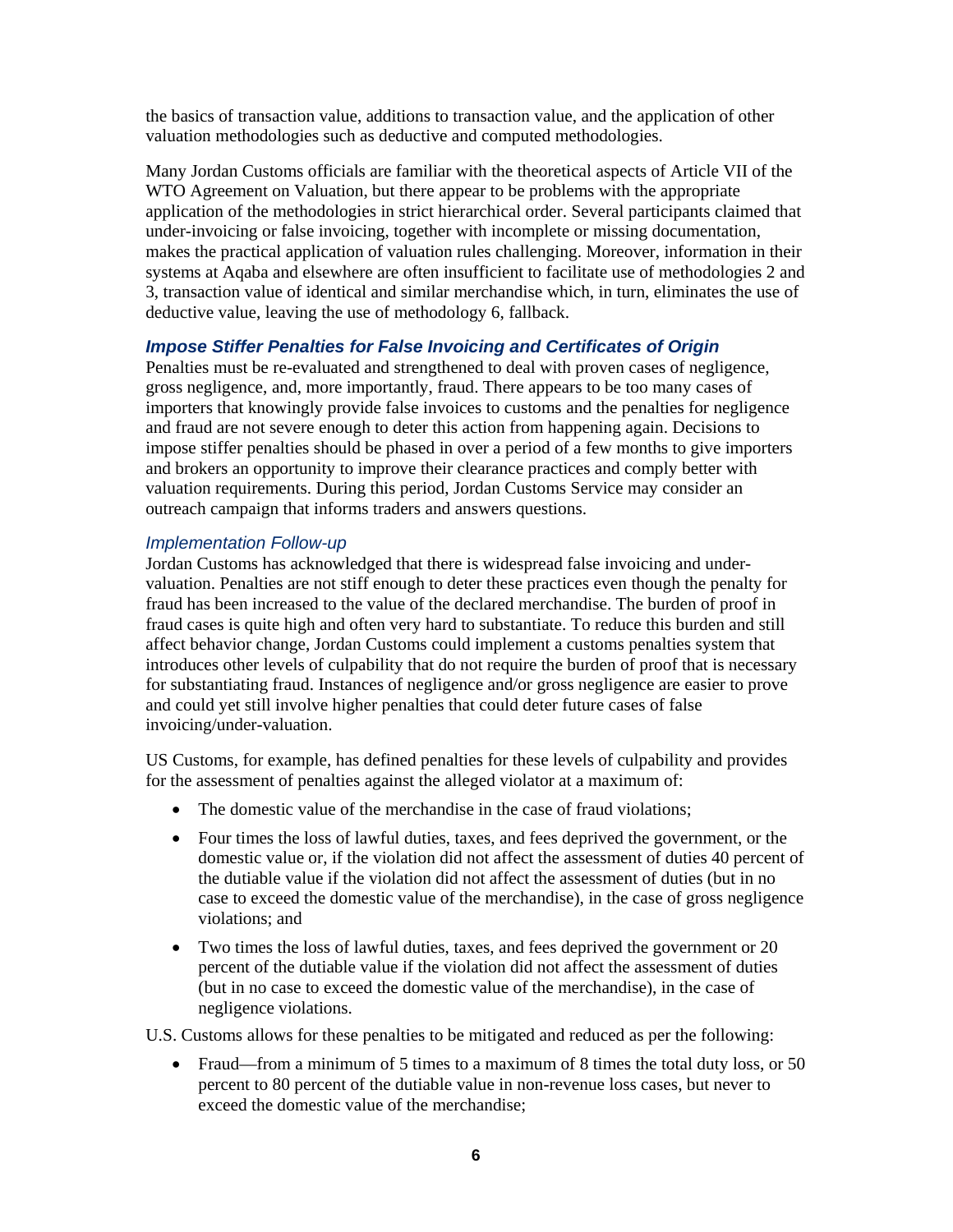the basics of transaction value, additions to transaction value, and the application of other valuation methodologies such as deductive and computed methodologies.

Many Jordan Customs officials are familiar with the theoretical aspects of Article VII of the WTO Agreement on Valuation, but there appear to be problems with the appropriate application of the methodologies in strict hierarchical order. Several participants claimed that under-invoicing or false invoicing, together with incomplete or missing documentation, makes the practical application of valuation rules challenging. Moreover, information in their systems at Aqaba and elsewhere are often insufficient to facilitate use of methodologies 2 and 3, transaction value of identical and similar merchandise which, in turn, eliminates the use of deductive value, leaving the use of methodology 6, fallback.

### *Impose Stiffer Penalties for False Invoicing and Certificates of Origin*

Penalties must be re-evaluated and strengthened to deal with proven cases of negligence, gross negligence, and, more importantly, fraud. There appears to be too many cases of importers that knowingly provide false invoices to customs and the penalties for negligence and fraud are not severe enough to deter this action from happening again. Decisions to impose stiffer penalties should be phased in over a period of a few months to give importers and brokers an opportunity to improve their clearance practices and comply better with valuation requirements. During this period, Jordan Customs Service may consider an outreach campaign that informs traders and answers questions.

#### *Implementation Follow-up*

Jordan Customs has acknowledged that there is widespread false invoicing and under-valuation. Penalties are not stiff enough to deter these practices even though the penalty for fraud has been increased to the value of the declared merchandise. The burden of proof in fraud cases is quite high and often very hard to substantiate. To reduce this burden and still affect behavior change, Jordan Customs could implement a customs penalties system that introduces other levels of culpability that do not require the burden of proof that is necessary for substantiating fraud. Instances of negligence and/or gross negligence are easier to prove and could yet still involve higher penalties that could deter future cases of false invoicing/under-valuation.

US Customs, for example, has defined penalties for these levels of culpability and provides for the assessment of penalties against the alleged violator at a maximum of:

- The domestic value of the merchandise in the case of fraud violations;
- Four times the loss of lawful duties, taxes, and fees deprived the government, or the domestic value or, if the violation did not affect the assessment of duties 40 percent of the dutiable value if the violation did not affect the assessment of duties (but in no case to exceed the domestic value of the merchandise), in the case of gross negligence violations; and
- Two times the loss of lawful duties, taxes, and fees deprived the government or 20 percent of the dutiable value if the violation did not affect the assessment of duties (but in no case to exceed the domestic value of the merchandise), in the case of negligence violations.

U.S. Customs allows for these penalties to be mitigated and reduced as per the following:

- Fraud—from a minimum of 5 times to a maximum of 8 times the total duty loss, or 50 percent to 80 percent of the dutiable value in non-revenue loss cases, but never to exceed the domestic value of the merchandise;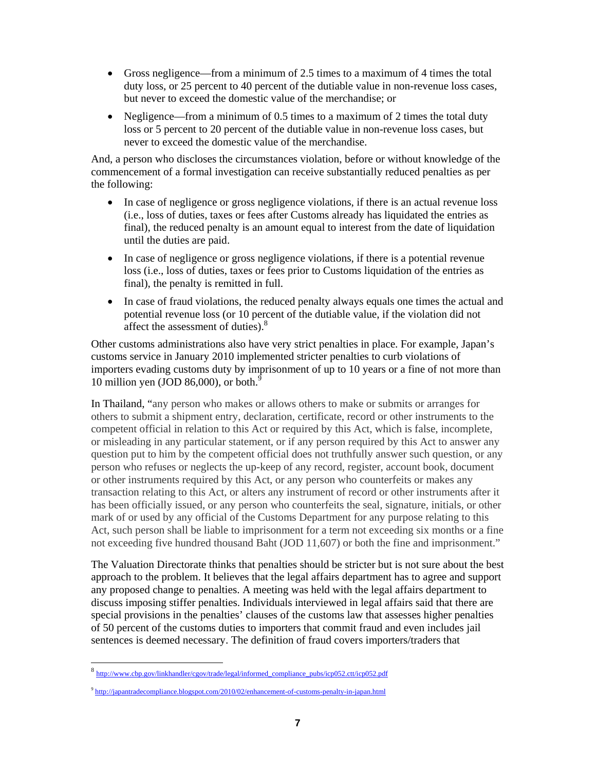- Gross negligence—from a minimum of 2.5 times to a maximum of 4 times the total duty loss, or 25 percent to 40 percent of the dutiable value in non-revenue loss cases, but never to exceed the domestic value of the merchandise; or
- Negligence—from a minimum of 0.5 times to a maximum of 2 times the total duty loss or 5 percent to 20 percent of the dutiable value in non-revenue loss cases, but never to exceed the domestic value of the merchandise.

And, a person who discloses the circumstances violation, before or without knowledge of the commencement of a formal investigation can receive substantially reduced penalties as per the following:

- In case of negligence or gross negligence violations, if there is an actual revenue loss (i.e., loss of duties, taxes or fees after Customs already has liquidated the entries as final), the reduced penalty is an amount equal to interest from the date of liquidation until the duties are paid.
- In case of negligence or gross negligence violations, if there is a potential revenue loss (i.e., loss of duties, taxes or fees prior to Customs liquidation of the entries as final), the penalty is remitted in full.
- In case of fraud violations, the reduced penalty always equals one times the actual and potential revenue loss (or 10 percent of the dutiable value, if the violation did not affect the assessment of duties).[8]

Other customs administrations also have very strict penalties in place. For example, Japan's customs service in January 2010 implemented stricter penalties to curb violations of importers evading customs duty by imprisonment of up to 10 years or a fine of not more than 10 million yen (JOD 86,000), or both.[9]

In Thailand, "any person who makes or allows others to make or submits or arranges for others to submit a shipment entry, declaration, certificate, record or other instruments to the competent official in relation to this Act or required by this Act, which is false, incomplete, or misleading in any particular statement, or if any person required by this Act to answer any question put to him by the competent official does not truthfully answer such question, or any person who refuses or neglects the up-keep of any record, register, account book, document or other instruments required by this Act, or any person who counterfeits or makes any transaction relating to this Act, or alters any instrument of record or other instruments after it has been officially issued, or any person who counterfeits the seal, signature, initials, or other mark of or used by any official of the Customs Department for any purpose relating to this Act, such person shall be liable to imprisonment for a term not exceeding six months or a fine not exceeding five hundred thousand Baht (JOD 11,607) or both the fine and imprisonment."

The Valuation Directorate thinks that penalties should be stricter but is not sure about the best approach to the problem. It believes that the legal affairs department has to agree and support any proposed change to penalties. A meeting was held with the legal affairs department to discuss imposing stiffer penalties. Individuals interviewed in legal affairs said that there are special provisions in the penalties' clauses of the customs law that assesses higher penalties of 50 percent of the customs duties to importers that commit fraud and even includes jail sentences is deemed necessary. The definition of fraud covers importers/traders that

---

[8] http://www.cbp.gov/linkhandler/cgov/trade/legal/informed_compliance_pubs/icp052.ctt/icp052.pdf

[9] http://japantradecompliance.blogspot.com/2010/02/enhancement-of-customs-penalty-in-japan.html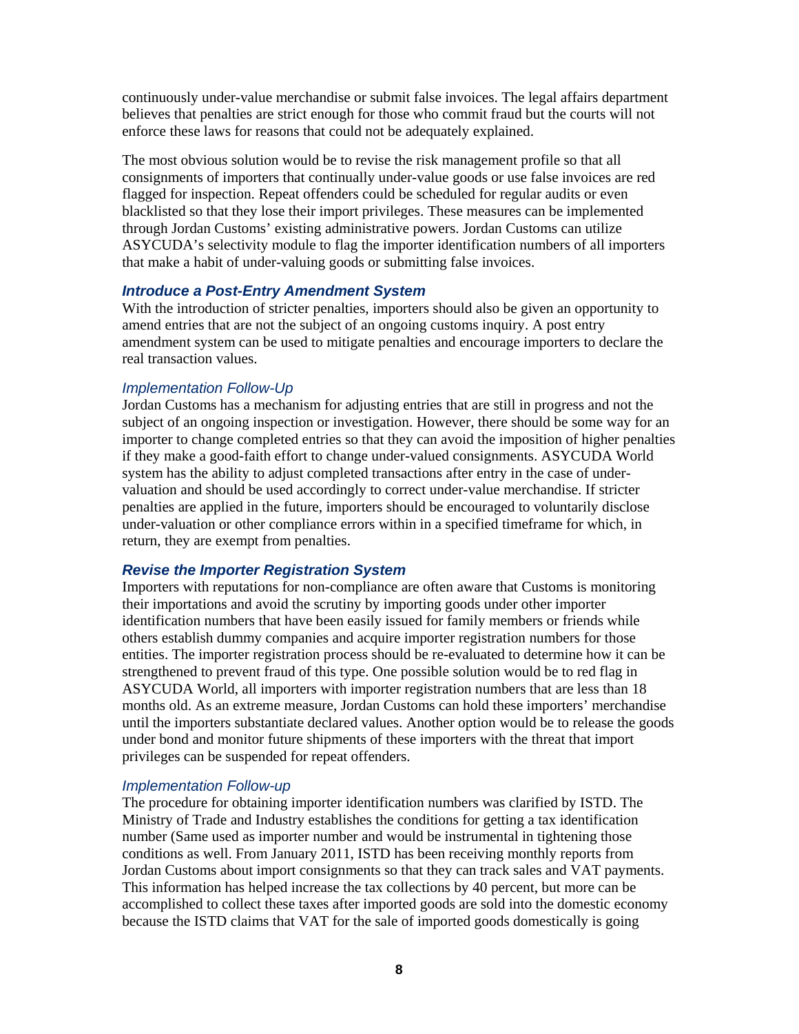continuously under-value merchandise or submit false invoices. The legal affairs department believes that penalties are strict enough for those who commit fraud but the courts will not enforce these laws for reasons that could not be adequately explained.

The most obvious solution would be to revise the risk management profile so that all consignments of importers that continually under-value goods or use false invoices are red flagged for inspection. Repeat offenders could be scheduled for regular audits or even blacklisted so that they lose their import privileges. These measures can be implemented through Jordan Customs' existing administrative powers. Jordan Customs can utilize ASYCUDA's selectivity module to flag the importer identification numbers of all importers that make a habit of under-valuing goods or submitting false invoices.

### *Introduce a Post-Entry Amendment System*

With the introduction of stricter penalties, importers should also be given an opportunity to amend entries that are not the subject of an ongoing customs inquiry. A post entry amendment system can be used to mitigate penalties and encourage importers to declare the real transaction values.

#### *Implementation Follow-Up*

Jordan Customs has a mechanism for adjusting entries that are still in progress and not the subject of an ongoing inspection or investigation. However, there should be some way for an importer to change completed entries so that they can avoid the imposition of higher penalties if they make a good-faith effort to change under-valued consignments. ASYCUDA World system has the ability to adjust completed transactions after entry in the case of under-valuation and should be used accordingly to correct under-value merchandise. If stricter penalties are applied in the future, importers should be encouraged to voluntarily disclose under-valuation or other compliance errors within in a specified timeframe for which, in return, they are exempt from penalties.

### *Revise the Importer Registration System*

Importers with reputations for non-compliance are often aware that Customs is monitoring their importations and avoid the scrutiny by importing goods under other importer identification numbers that have been easily issued for family members or friends while others establish dummy companies and acquire importer registration numbers for those entities. The importer registration process should be re-evaluated to determine how it can be strengthened to prevent fraud of this type. One possible solution would be to red flag in ASYCUDA World, all importers with importer registration numbers that are less than 18 months old. As an extreme measure, Jordan Customs can hold these importers' merchandise until the importers substantiate declared values. Another option would be to release the goods under bond and monitor future shipments of these importers with the threat that import privileges can be suspended for repeat offenders.

#### *Implementation Follow-up*

The procedure for obtaining importer identification numbers was clarified by ISTD. The Ministry of Trade and Industry establishes the conditions for getting a tax identification number (Same used as importer number and would be instrumental in tightening those conditions as well. From January 2011, ISTD has been receiving monthly reports from Jordan Customs about import consignments so that they can track sales and VAT payments. This information has helped increase the tax collections by 40 percent, but more can be accomplished to collect these taxes after imported goods are sold into the domestic economy because the ISTD claims that VAT for the sale of imported goods domestically is going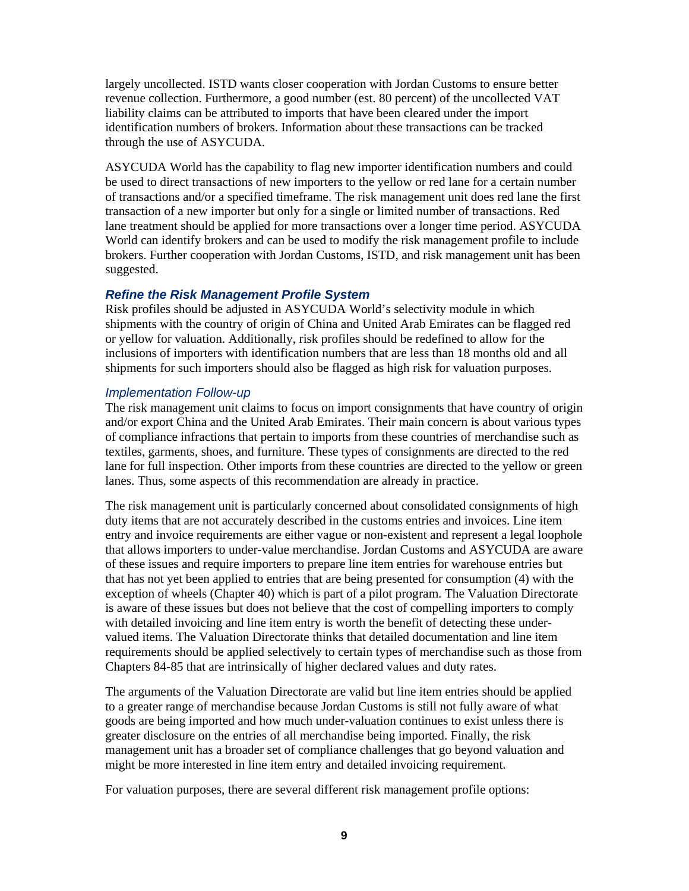largely uncollected. ISTD wants closer cooperation with Jordan Customs to ensure better revenue collection. Furthermore, a good number (est. 80 percent) of the uncollected VAT liability claims can be attributed to imports that have been cleared under the import identification numbers of brokers. Information about these transactions can be tracked through the use of ASYCUDA.

ASYCUDA World has the capability to flag new importer identification numbers and could be used to direct transactions of new importers to the yellow or red lane for a certain number of transactions and/or a specified timeframe. The risk management unit does red lane the first transaction of a new importer but only for a single or limited number of transactions. Red lane treatment should be applied for more transactions over a longer time period. ASYCUDA World can identify brokers and can be used to modify the risk management profile to include brokers. Further cooperation with Jordan Customs, ISTD, and risk management unit has been suggested.

### *Refine the Risk Management Profile System*

Risk profiles should be adjusted in ASYCUDA World's selectivity module in which shipments with the country of origin of China and United Arab Emirates can be flagged red or yellow for valuation. Additionally, risk profiles should be redefined to allow for the inclusions of importers with identification numbers that are less than 18 months old and all shipments for such importers should also be flagged as high risk for valuation purposes.

#### *Implementation Follow-up*

The risk management unit claims to focus on import consignments that have country of origin and/or export China and the United Arab Emirates. Their main concern is about various types of compliance infractions that pertain to imports from these countries of merchandise such as textiles, garments, shoes, and furniture. These types of consignments are directed to the red lane for full inspection. Other imports from these countries are directed to the yellow or green lanes. Thus, some aspects of this recommendation are already in practice.

The risk management unit is particularly concerned about consolidated consignments of high duty items that are not accurately described in the customs entries and invoices. Line item entry and invoice requirements are either vague or non-existent and represent a legal loophole that allows importers to under-value merchandise. Jordan Customs and ASYCUDA are aware of these issues and require importers to prepare line item entries for warehouse entries but that has not yet been applied to entries that are being presented for consumption (4) with the exception of wheels (Chapter 40) which is part of a pilot program. The Valuation Directorate is aware of these issues but does not believe that the cost of compelling importers to comply with detailed invoicing and line item entry is worth the benefit of detecting these under-valued items. The Valuation Directorate thinks that detailed documentation and line item requirements should be applied selectively to certain types of merchandise such as those from Chapters 84-85 that are intrinsically of higher declared values and duty rates.

The arguments of the Valuation Directorate are valid but line item entries should be applied to a greater range of merchandise because Jordan Customs is still not fully aware of what goods are being imported and how much under-valuation continues to exist unless there is greater disclosure on the entries of all merchandise being imported. Finally, the risk management unit has a broader set of compliance challenges that go beyond valuation and might be more interested in line item entry and detailed invoicing requirement.

For valuation purposes, there are several different risk management profile options: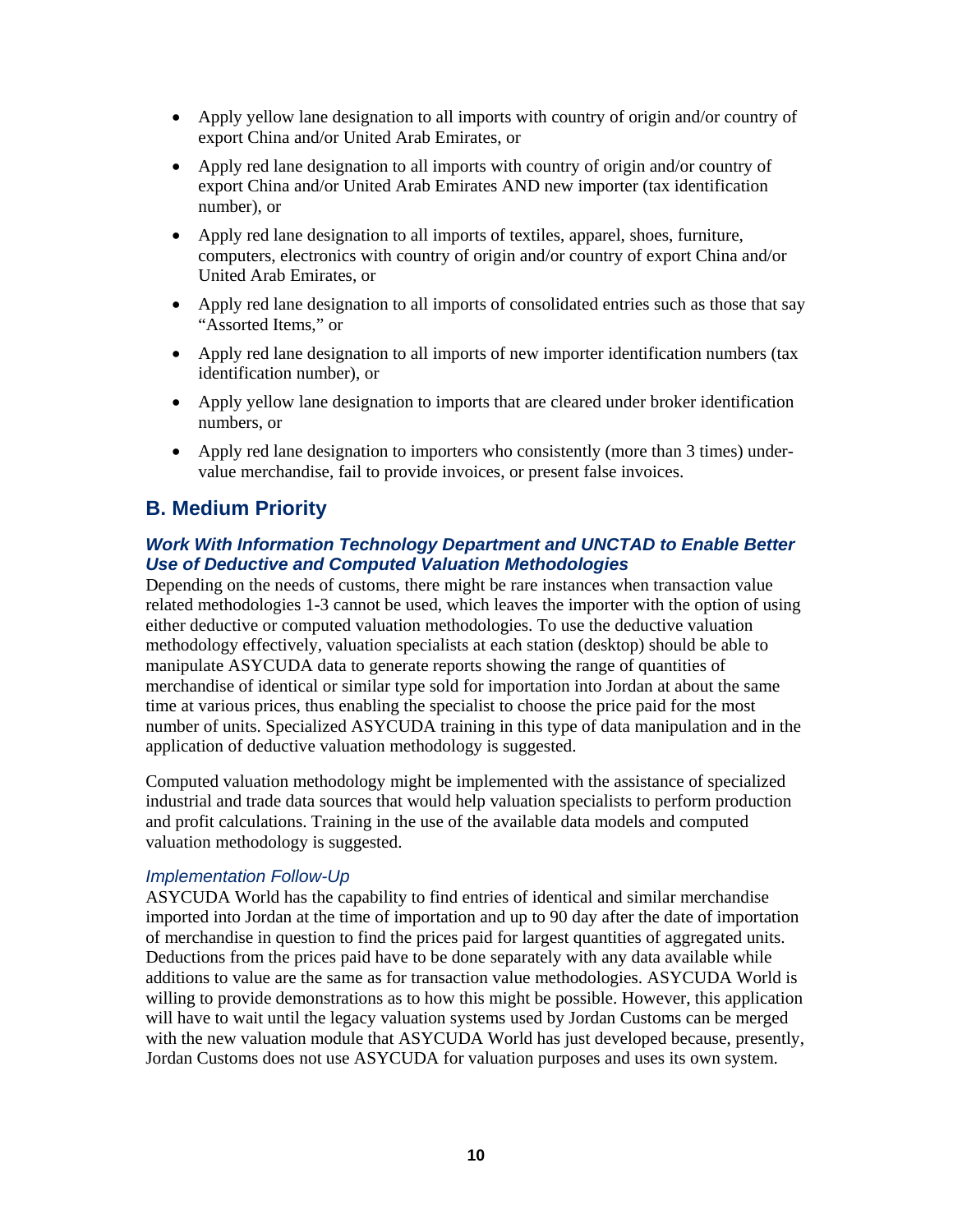- Apply yellow lane designation to all imports with country of origin and/or country of export China and/or United Arab Emirates, or
- Apply red lane designation to all imports with country of origin and/or country of export China and/or United Arab Emirates AND new importer (tax identification number), or
- Apply red lane designation to all imports of textiles, apparel, shoes, furniture, computers, electronics with country of origin and/or country of export China and/or United Arab Emirates, or
- Apply red lane designation to all imports of consolidated entries such as those that say "Assorted Items," or
- Apply red lane designation to all imports of new importer identification numbers (tax identification number), or
- Apply yellow lane designation to imports that are cleared under broker identification numbers, or
- Apply red lane designation to importers who consistently (more than 3 times) under-value merchandise, fail to provide invoices, or present false invoices.

## B. Medium Priority

### *Work With Information Technology Department and UNCTAD to Enable Better Use of Deductive and Computed Valuation Methodologies*

Depending on the needs of customs, there might be rare instances when transaction value related methodologies 1-3 cannot be used, which leaves the importer with the option of using either deductive or computed valuation methodologies. To use the deductive valuation methodology effectively, valuation specialists at each station (desktop) should be able to manipulate ASYCUDA data to generate reports showing the range of quantities of merchandise of identical or similar type sold for importation into Jordan at about the same time at various prices, thus enabling the specialist to choose the price paid for the most number of units. Specialized ASYCUDA training in this type of data manipulation and in the application of deductive valuation methodology is suggested.

Computed valuation methodology might be implemented with the assistance of specialized industrial and trade data sources that would help valuation specialists to perform production and profit calculations. Training in the use of the available data models and computed valuation methodology is suggested.

#### *Implementation Follow-Up*

ASYCUDA World has the capability to find entries of identical and similar merchandise imported into Jordan at the time of importation and up to 90 day after the date of importation of merchandise in question to find the prices paid for largest quantities of aggregated units. Deductions from the prices paid have to be done separately with any data available while additions to value are the same as for transaction value methodologies. ASYCUDA World is willing to provide demonstrations as to how this might be possible. However, this application will have to wait until the legacy valuation systems used by Jordan Customs can be merged with the new valuation module that ASYCUDA World has just developed because, presently, Jordan Customs does not use ASYCUDA for valuation purposes and uses its own system.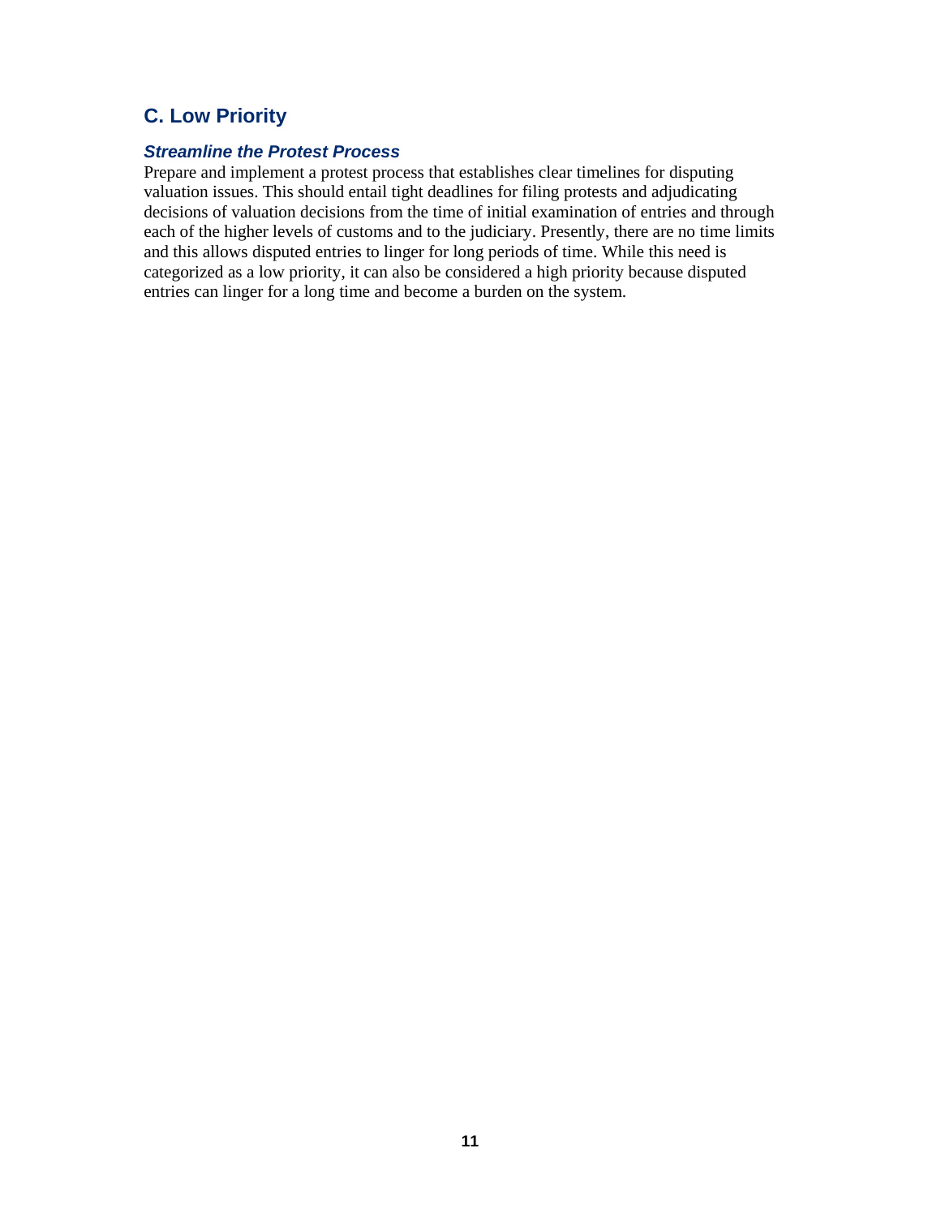## C. Low Priority

### *Streamline the Protest Process*

Prepare and implement a protest process that establishes clear timelines for disputing valuation issues. This should entail tight deadlines for filing protests and adjudicating decisions of valuation decisions from the time of initial examination of entries and through each of the higher levels of customs and to the judiciary. Presently, there are no time limits and this allows disputed entries to linger for long periods of time. While this need is categorized as a low priority, it can also be considered a high priority because disputed entries can linger for a long time and become a burden on the system.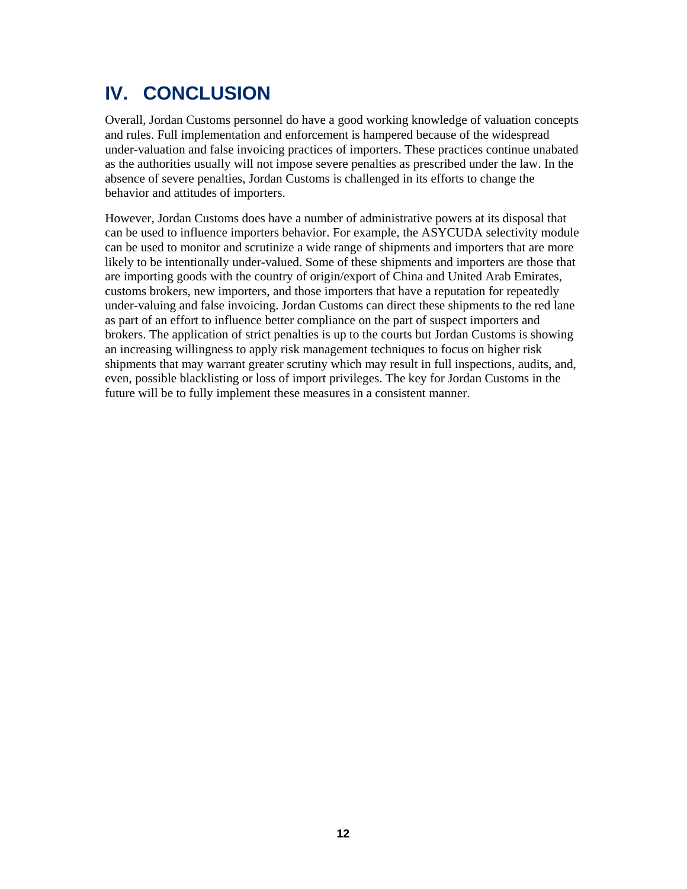# IV. CONCLUSION

Overall, Jordan Customs personnel do have a good working knowledge of valuation concepts and rules. Full implementation and enforcement is hampered because of the widespread under-valuation and false invoicing practices of importers. These practices continue unabated as the authorities usually will not impose severe penalties as prescribed under the law. In the absence of severe penalties, Jordan Customs is challenged in its efforts to change the behavior and attitudes of importers.

However, Jordan Customs does have a number of administrative powers at its disposal that can be used to influence importers behavior. For example, the ASYCUDA selectivity module can be used to monitor and scrutinize a wide range of shipments and importers that are more likely to be intentionally under-valued. Some of these shipments and importers are those that are importing goods with the country of origin/export of China and United Arab Emirates, customs brokers, new importers, and those importers that have a reputation for repeatedly under-valuing and false invoicing. Jordan Customs can direct these shipments to the red lane as part of an effort to influence better compliance on the part of suspect importers and brokers. The application of strict penalties is up to the courts but Jordan Customs is showing an increasing willingness to apply risk management techniques to focus on higher risk shipments that may warrant greater scrutiny which may result in full inspections, audits, and, even, possible blacklisting or loss of import privileges. The key for Jordan Customs in the future will be to fully implement these measures in a consistent manner.